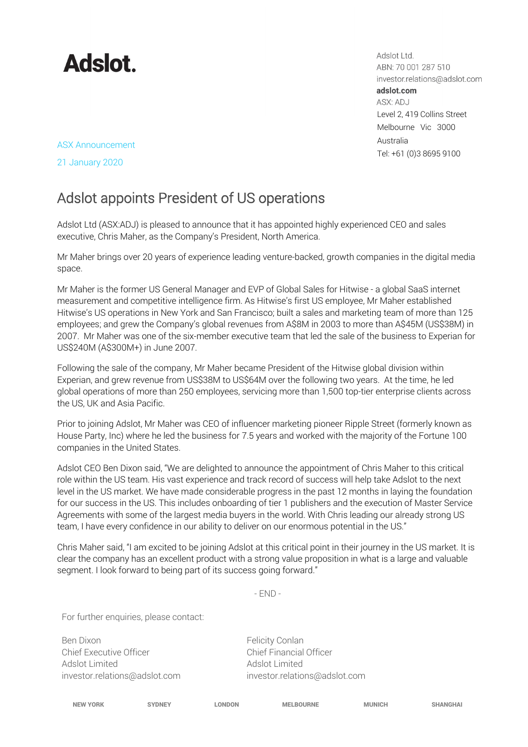**Adslot.**

Adslot Ltd.
ABN: 70 001 287 510
investor.relations@adslot.com
**adslot.com**
ASX: ADJ
Level 2, 419 Collins Street
Melbourne Vic 3000
Australia
Tel: +61 (0)3 8695 9100

ASX Announcement

21 January 2020

# Adslot appoints President of US operations

Adslot Ltd (ASX:ADJ) is pleased to announce that it has appointed highly experienced CEO and sales executive, Chris Maher, as the Company's President, North America.

Mr Maher brings over 20 years of experience leading venture-backed, growth companies in the digital media space.

Mr Maher is the former US General Manager and EVP of Global Sales for Hitwise - a global SaaS internet measurement and competitive intelligence firm. As Hitwise's first US employee, Mr Maher established Hitwise's US operations in New York and San Francisco; built a sales and marketing team of more than 125 employees; and grew the Company's global revenues from A$8M in 2003 to more than A$45M (US$38M) in 2007. Mr Maher was one of the six-member executive team that led the sale of the business to Experian for US$240M (A$300M+) in June 2007.

Following the sale of the company, Mr Maher became President of the Hitwise global division within Experian, and grew revenue from US$38M to US$64M over the following two years. At the time, he led global operations of more than 250 employees, servicing more than 1,500 top-tier enterprise clients across the US, UK and Asia Pacific.

Prior to joining Adslot, Mr Maher was CEO of influencer marketing pioneer Ripple Street (formerly known as House Party, Inc) where he led the business for 7.5 years and worked with the majority of the Fortune 100 companies in the United States.

Adslot CEO Ben Dixon said, "We are delighted to announce the appointment of Chris Maher to this critical role within the US team. His vast experience and track record of success will help take Adslot to the next level in the US market. We have made considerable progress in the past 12 months in laying the foundation for our success in the US. This includes onboarding of tier 1 publishers and the execution of Master Service Agreements with some of the largest media buyers in the world. With Chris leading our already strong US team, I have every confidence in our ability to deliver on our enormous potential in the US."

Chris Maher said, "I am excited to be joining Adslot at this critical point in their journey in the US market. It is clear the company has an excellent product with a strong value proposition in what is a large and valuable segment. I look forward to being part of its success going forward."

\- END -

For further enquiries, please contact:

Ben Dixon
Chief Executive Officer
Adslot Limited
investor.relations@adslot.com

Felicity Conlan
Chief Financial Officer
Adslot Limited
investor.relations@adslot.com

NEW YORK SYDNEY LONDON MELBOURNE MUNICH SHANGHAI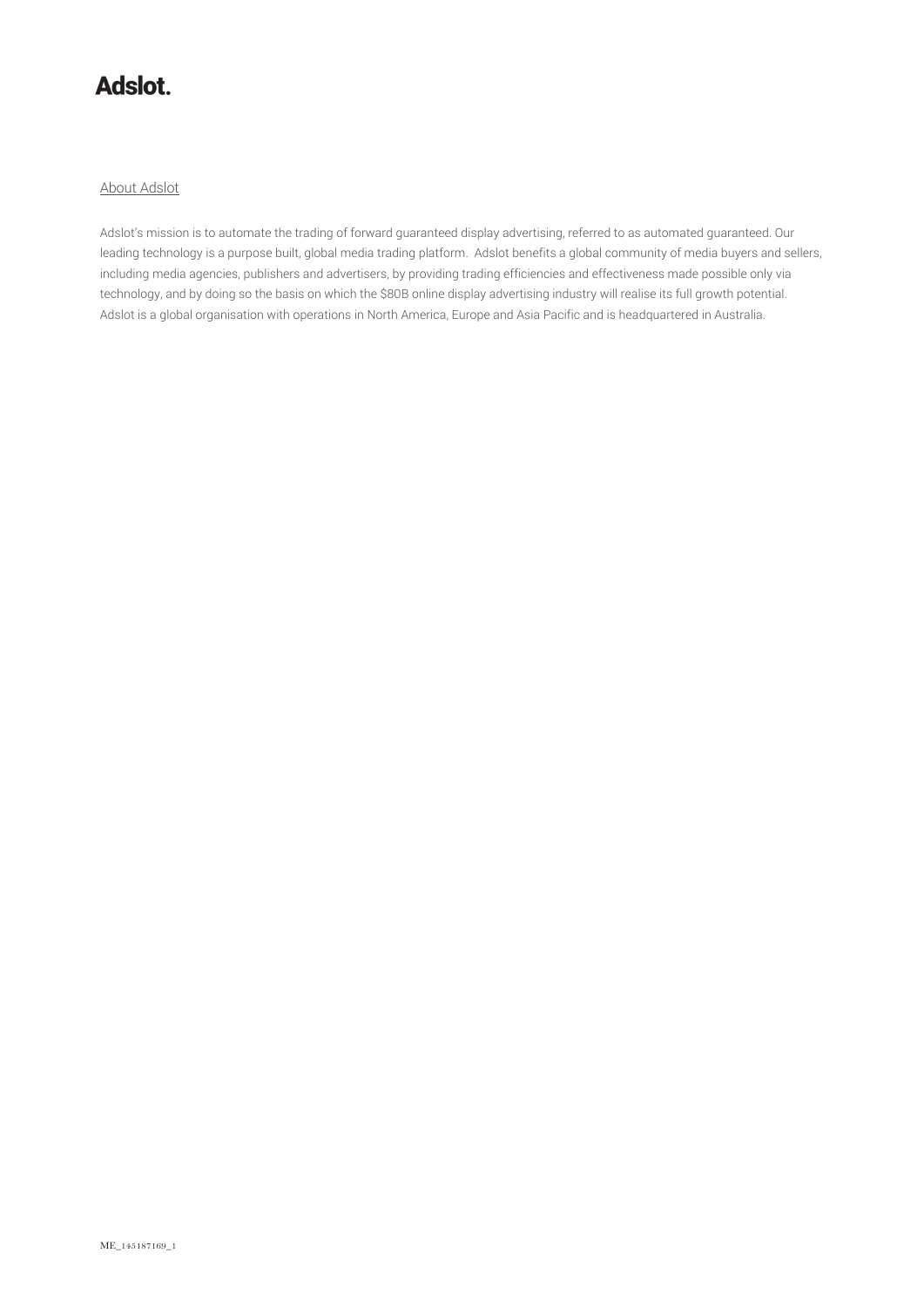Adslot.

About Adslot

Adslot's mission is to automate the trading of forward guaranteed display advertising, referred to as automated guaranteed. Our leading technology is a purpose built, global media trading platform. Adslot benefits a global community of media buyers and sellers, including media agencies, publishers and advertisers, by providing trading efficiencies and effectiveness made possible only via technology, and by doing so the basis on which the $80B online display advertising industry will realise its full growth potential. Adslot is a global organisation with operations in North America, Europe and Asia Pacific and is headquartered in Australia.